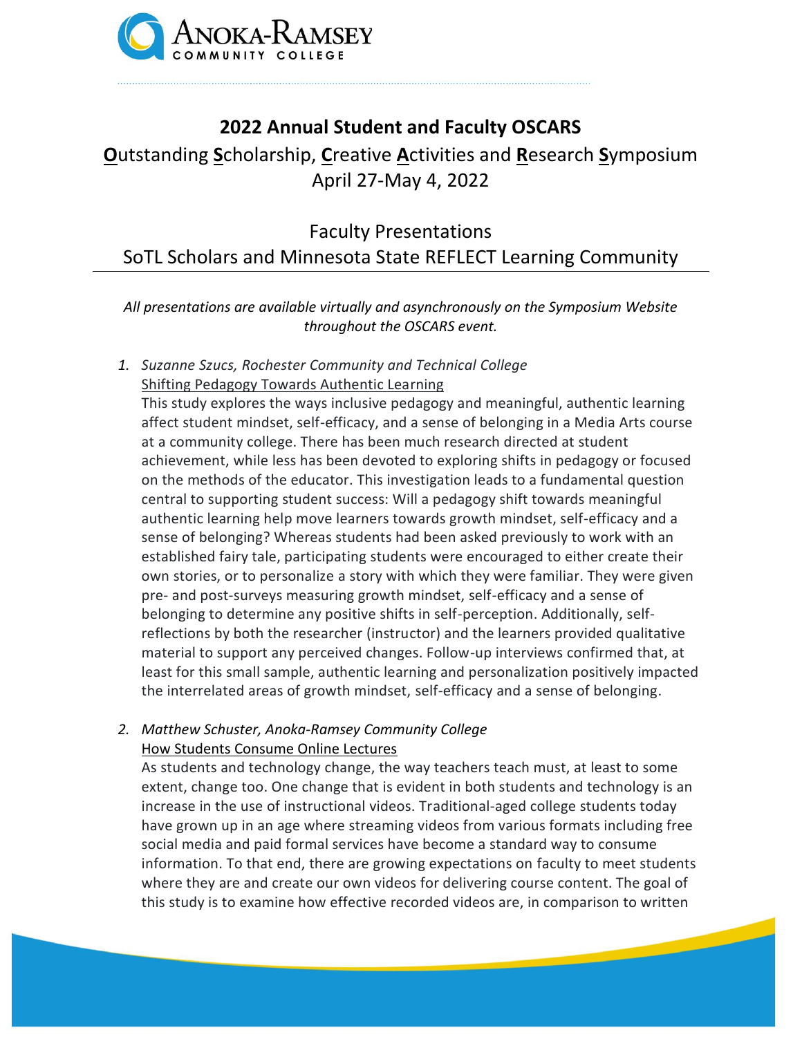# 2022 Annual Student and Faculty OSCARS

## **O**utstanding **S**cholarship, **C**reative **A**ctivities and **R**esearch **S**ymposium
## April 27-May 4, 2022

## Faculty Presentations
## SoTL Scholars and Minnesota State REFLECT Learning Community

*All presentations are available virtually and asynchronously on the Symposium Website throughout the OSCARS event.*

1. *Suzanne Szucs, Rochester Community and Technical College*
   Shifting Pedagogy Towards Authentic Learning
   This study explores the ways inclusive pedagogy and meaningful, authentic learning affect student mindset, self-efficacy, and a sense of belonging in a Media Arts course at a community college. There has been much research directed at student achievement, while less has been devoted to exploring shifts in pedagogy or focused on the methods of the educator. This investigation leads to a fundamental question central to supporting student success: Will a pedagogy shift towards meaningful authentic learning help move learners towards growth mindset, self-efficacy and a sense of belonging? Whereas students had been asked previously to work with an established fairy tale, participating students were encouraged to either create their own stories, or to personalize a story with which they were familiar. They were given pre- and post-surveys measuring growth mindset, self-efficacy and a sense of belonging to determine any positive shifts in self-perception. Additionally, self-reflections by both the researcher (instructor) and the learners provided qualitative material to support any perceived changes. Follow-up interviews confirmed that, at least for this small sample, authentic learning and personalization positively impacted the interrelated areas of growth mindset, self-efficacy and a sense of belonging.

2. *Matthew Schuster, Anoka-Ramsey Community College*
   How Students Consume Online Lectures
   As students and technology change, the way teachers teach must, at least to some extent, change too. One change that is evident in both students and technology is an increase in the use of instructional videos. Traditional-aged college students today have grown up in an age where streaming videos from various formats including free social media and paid formal services have become a standard way to consume information. To that end, there are growing expectations on faculty to meet students where they are and create our own videos for delivering course content. The goal of this study is to examine how effective recorded videos are, in comparison to written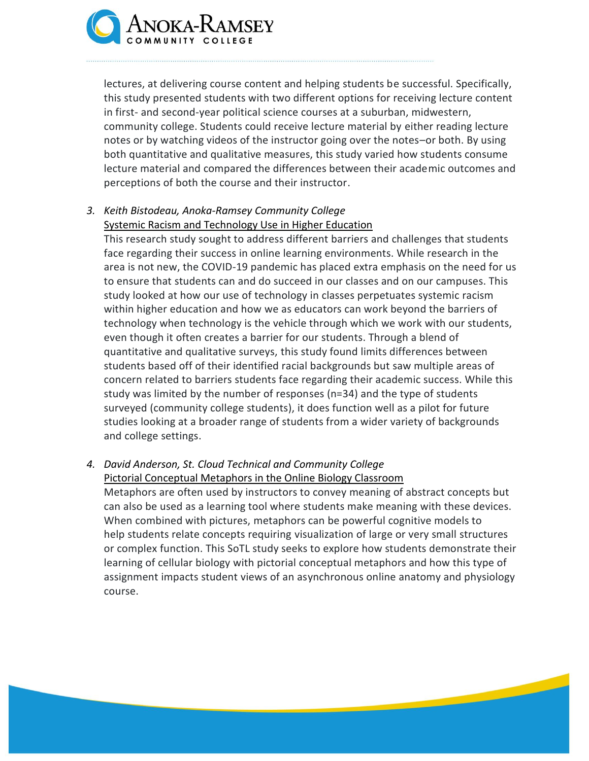lectures, at delivering course content and helping students be successful. Specifically, this study presented students with two different options for receiving lecture content in first- and second-year political science courses at a suburban, midwestern, community college. Students could receive lecture material by either reading lecture notes or by watching videos of the instructor going over the notes–or both. By using both quantitative and qualitative measures, this study varied how students consume lecture material and compared the differences between their academic outcomes and perceptions of both the course and their instructor.

3. *Keith Bistodeau, Anoka-Ramsey Community College*
   Systemic Racism and Technology Use in Higher Education
   This research study sought to address different barriers and challenges that students face regarding their success in online learning environments. While research in the area is not new, the COVID-19 pandemic has placed extra emphasis on the need for us to ensure that students can and do succeed in our classes and on our campuses. This study looked at how our use of technology in classes perpetuates systemic racism within higher education and how we as educators can work beyond the barriers of technology when technology is the vehicle through which we work with our students, even though it often creates a barrier for our students. Through a blend of quantitative and qualitative surveys, this study found limits differences between students based off of their identified racial backgrounds but saw multiple areas of concern related to barriers students face regarding their academic success. While this study was limited by the number of responses (n=34) and the type of students surveyed (community college students), it does function well as a pilot for future studies looking at a broader range of students from a wider variety of backgrounds and college settings.

4. *David Anderson, St. Cloud Technical and Community College*
   Pictorial Conceptual Metaphors in the Online Biology Classroom
   Metaphors are often used by instructors to convey meaning of abstract concepts but can also be used as a learning tool where students make meaning with these devices. When combined with pictures, metaphors can be powerful cognitive models to help students relate concepts requiring visualization of large or very small structures or complex function. This SoTL study seeks to explore how students demonstrate their learning of cellular biology with pictorial conceptual metaphors and how this type of assignment impacts student views of an asynchronous online anatomy and physiology course.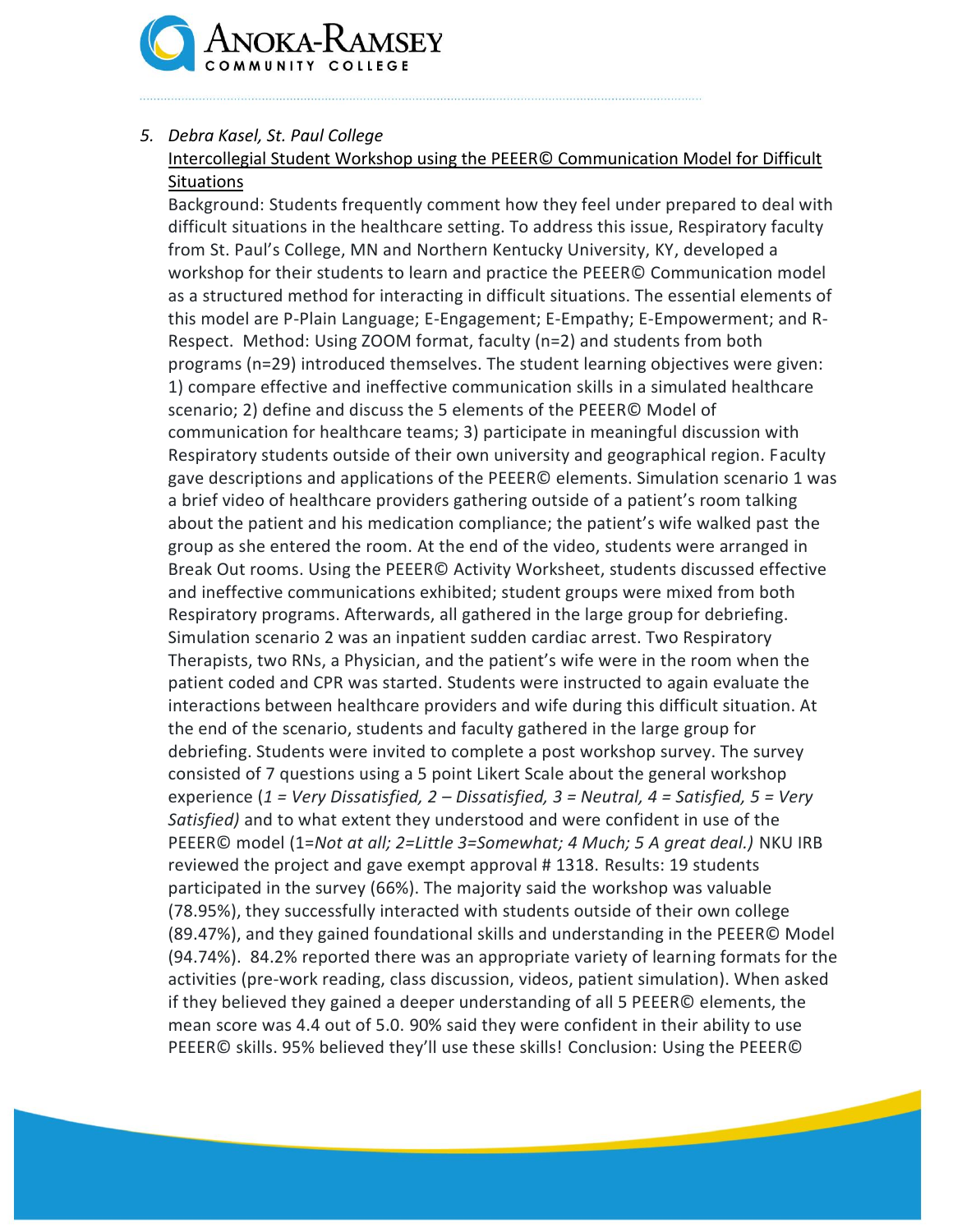5. *Debra Kasel, St. Paul College*

<u>Intercollegial Student Workshop using the PEEER© Communication Model for Difficult Situations</u>

Background: Students frequently comment how they feel under prepared to deal with difficult situations in the healthcare setting. To address this issue, Respiratory faculty from St. Paul's College, MN and Northern Kentucky University, KY, developed a workshop for their students to learn and practice the PEEER© Communication model as a structured method for interacting in difficult situations. The essential elements of this model are P-Plain Language; E-Engagement; E-Empathy; E-Empowerment; and R-Respect. Method: Using ZOOM format, faculty (n=2) and students from both programs (n=29) introduced themselves. The student learning objectives were given: 1) compare effective and ineffective communication skills in a simulated healthcare scenario; 2) define and discuss the 5 elements of the PEEER© Model of communication for healthcare teams; 3) participate in meaningful discussion with Respiratory students outside of their own university and geographical region. Faculty gave descriptions and applications of the PEEER© elements. Simulation scenario 1 was a brief video of healthcare providers gathering outside of a patient's room talking about the patient and his medication compliance; the patient's wife walked past the group as she entered the room. At the end of the video, students were arranged in Break Out rooms. Using the PEEER© Activity Worksheet, students discussed effective and ineffective communications exhibited; student groups were mixed from both Respiratory programs. Afterwards, all gathered in the large group for debriefing. Simulation scenario 2 was an inpatient sudden cardiac arrest. Two Respiratory Therapists, two RNs, a Physician, and the patient's wife were in the room when the patient coded and CPR was started. Students were instructed to again evaluate the interactions between healthcare providers and wife during this difficult situation. At the end of the scenario, students and faculty gathered in the large group for debriefing. Students were invited to complete a post workshop survey. The survey consisted of 7 questions using a 5 point Likert Scale about the general workshop experience (*1 = Very Dissatisfied, 2 – Dissatisfied, 3 = Neutral, 4 = Satisfied, 5 = Very Satisfied)* and to what extent they understood and were confident in use of the PEEER© model (1=*Not at all; 2=Little 3=Somewhat; 4 Much; 5 A great deal.)* NKU IRB reviewed the project and gave exempt approval # 1318. Results: 19 students participated in the survey (66%). The majority said the workshop was valuable (78.95%), they successfully interacted with students outside of their own college (89.47%), and they gained foundational skills and understanding in the PEEER© Model (94.74%). 84.2% reported there was an appropriate variety of learning formats for the activities (pre-work reading, class discussion, videos, patient simulation). When asked if they believed they gained a deeper understanding of all 5 PEEER© elements, the mean score was 4.4 out of 5.0. 90% said they were confident in their ability to use PEEER© skills. 95% believed they'll use these skills! Conclusion: Using the PEEER©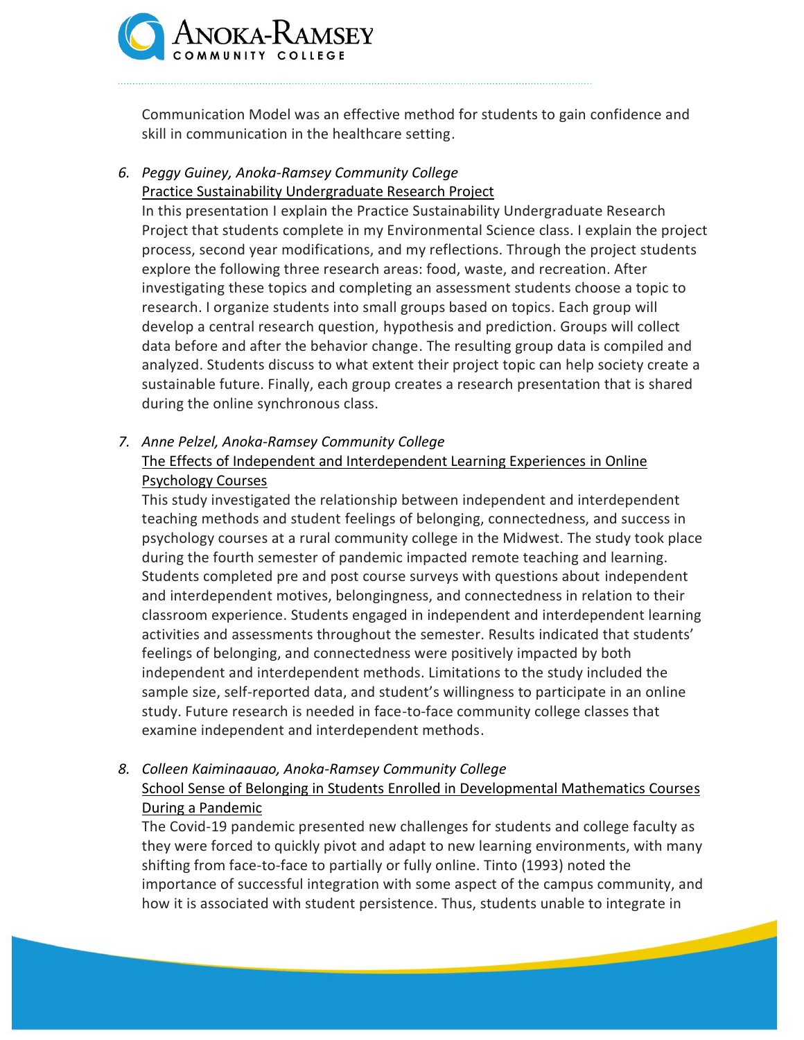Communication Model was an effective method for students to gain confidence and skill in communication in the healthcare setting.

6. *Peggy Guiney, Anoka-Ramsey Community College*
   Practice Sustainability Undergraduate Research Project
   In this presentation I explain the Practice Sustainability Undergraduate Research Project that students complete in my Environmental Science class. I explain the project process, second year modifications, and my reflections. Through the project students explore the following three research areas: food, waste, and recreation. After investigating these topics and completing an assessment students choose a topic to research. I organize students into small groups based on topics. Each group will develop a central research question, hypothesis and prediction. Groups will collect data before and after the behavior change. The resulting group data is compiled and analyzed. Students discuss to what extent their project topic can help society create a sustainable future. Finally, each group creates a research presentation that is shared during the online synchronous class.

7. *Anne Pelzel, Anoka-Ramsey Community College*
   The Effects of Independent and Interdependent Learning Experiences in Online Psychology Courses
   This study investigated the relationship between independent and interdependent teaching methods and student feelings of belonging, connectedness, and success in psychology courses at a rural community college in the Midwest. The study took place during the fourth semester of pandemic impacted remote teaching and learning. Students completed pre and post course surveys with questions about independent and interdependent motives, belongingness, and connectedness in relation to their classroom experience. Students engaged in independent and interdependent learning activities and assessments throughout the semester. Results indicated that students' feelings of belonging, and connectedness were positively impacted by both independent and interdependent methods. Limitations to the study included the sample size, self-reported data, and student's willingness to participate in an online study. Future research is needed in face-to-face community college classes that examine independent and interdependent methods.

8. *Colleen Kaiminaauao, Anoka-Ramsey Community College*
   School Sense of Belonging in Students Enrolled in Developmental Mathematics Courses During a Pandemic
   The Covid-19 pandemic presented new challenges for students and college faculty as they were forced to quickly pivot and adapt to new learning environments, with many shifting from face-to-face to partially or fully online. Tinto (1993) noted the importance of successful integration with some aspect of the campus community, and how it is associated with student persistence. Thus, students unable to integrate in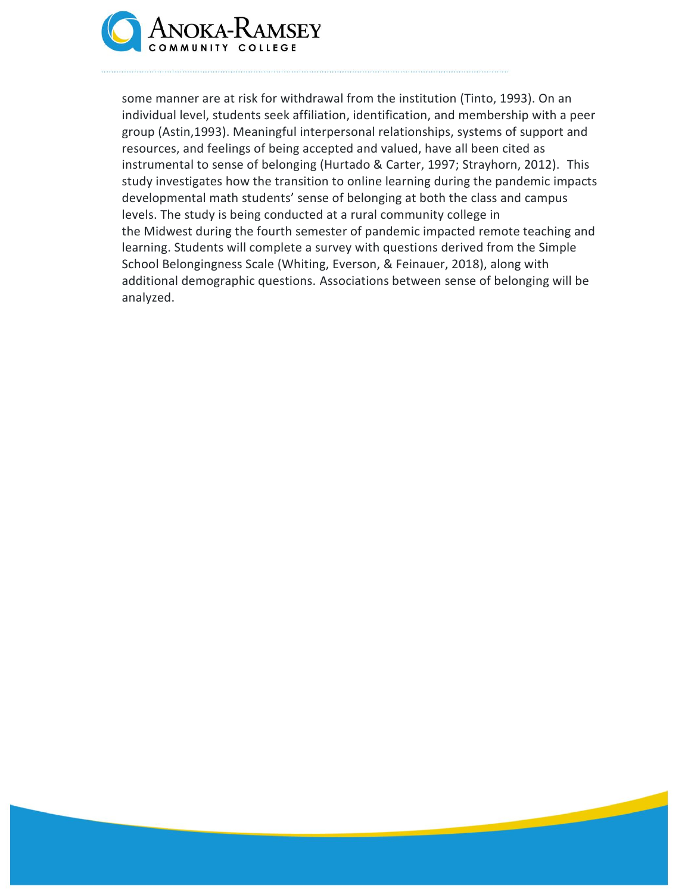some manner are at risk for withdrawal from the institution (Tinto, 1993). On an individual level, students seek affiliation, identification, and membership with a peer group (Astin,1993). Meaningful interpersonal relationships, systems of support and resources, and feelings of being accepted and valued, have all been cited as instrumental to sense of belonging (Hurtado & Carter, 1997; Strayhorn, 2012). This study investigates how the transition to online learning during the pandemic impacts developmental math students' sense of belonging at both the class and campus levels. The study is being conducted at a rural community college in the Midwest during the fourth semester of pandemic impacted remote teaching and learning. Students will complete a survey with questions derived from the Simple School Belongingness Scale (Whiting, Everson, & Feinauer, 2018), along with additional demographic questions. Associations between sense of belonging will be analyzed.